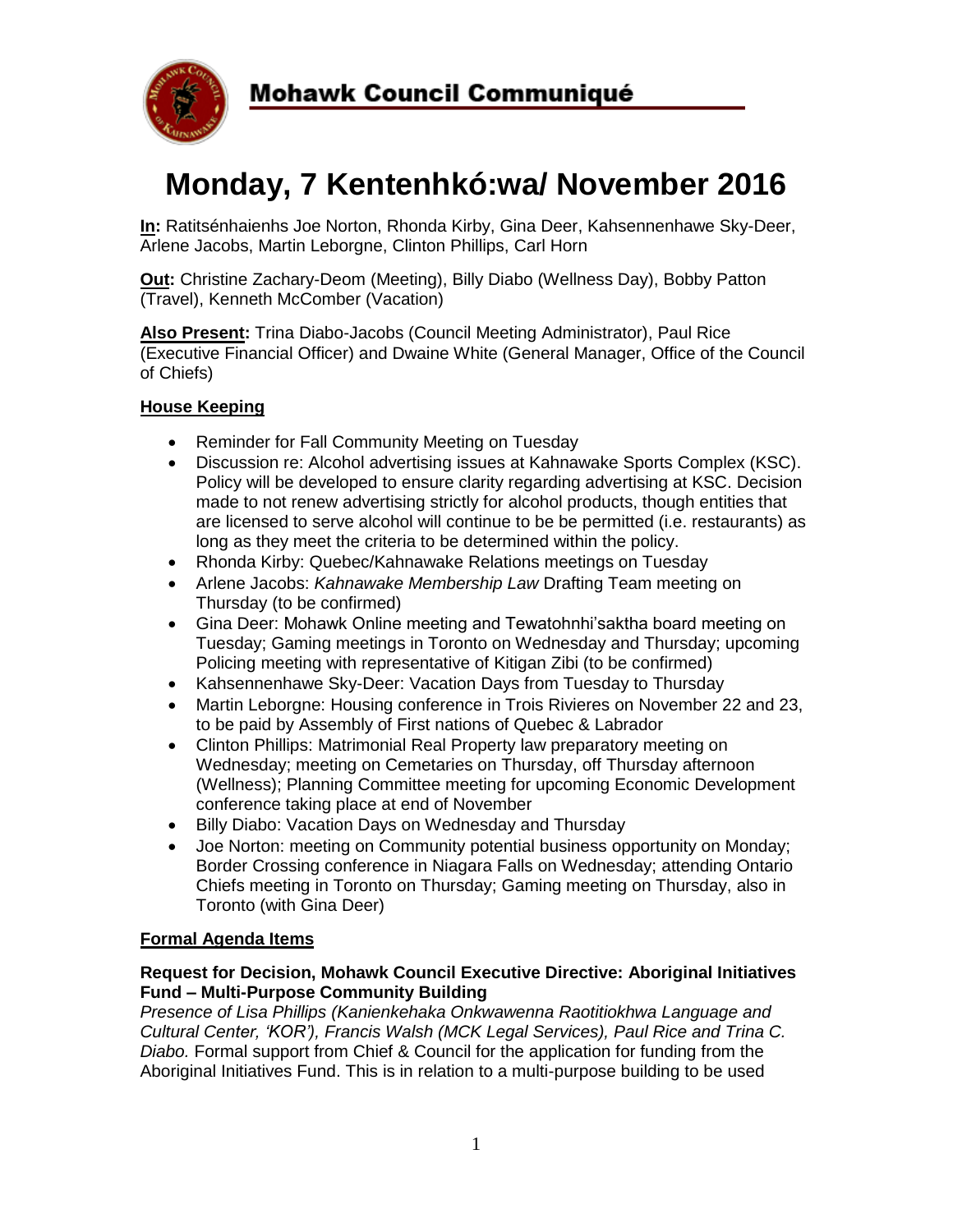# Mohawk Council Communiqué

# Monday, 7 Kentenhkó:wa/ November 2016

**In:** Ratitsénhaienhs Joe Norton, Rhonda Kirby, Gina Deer, Kahsennenhawe Sky-Deer, Arlene Jacobs, Martin Leborgne, Clinton Phillips, Carl Horn

**Out:** Christine Zachary-Deom (Meeting), Billy Diabo (Wellness Day), Bobby Patton (Travel), Kenneth McComber (Vacation)

**Also Present:** Trina Diabo-Jacobs (Council Meeting Administrator), Paul Rice (Executive Financial Officer) and Dwaine White (General Manager, Office of the Council of Chiefs)

## House Keeping

- Reminder for Fall Community Meeting on Tuesday
- Discussion re: Alcohol advertising issues at Kahnawake Sports Complex (KSC). Policy will be developed to ensure clarity regarding advertising at KSC. Decision made to not renew advertising strictly for alcohol products, though entities that are licensed to serve alcohol will continue to be be permitted (i.e. restaurants) as long as they meet the criteria to be determined within the policy.
- Rhonda Kirby: Quebec/Kahnawake Relations meetings on Tuesday
- Arlene Jacobs: *Kahnawake Membership Law* Drafting Team meeting on Thursday (to be confirmed)
- Gina Deer: Mohawk Online meeting and Tewatohnhi'saktha board meeting on Tuesday; Gaming meetings in Toronto on Wednesday and Thursday; upcoming Policing meeting with representative of Kitigan Zibi (to be confirmed)
- Kahsennenhawe Sky-Deer: Vacation Days from Tuesday to Thursday
- Martin Leborgne: Housing conference in Trois Rivieres on November 22 and 23, to be paid by Assembly of First nations of Quebec & Labrador
- Clinton Phillips: Matrimonial Real Property law preparatory meeting on Wednesday; meeting on Cemetaries on Thursday, off Thursday afternoon (Wellness); Planning Committee meeting for upcoming Economic Development conference taking place at end of November
- Billy Diabo: Vacation Days on Wednesday and Thursday
- Joe Norton: meeting on Community potential business opportunity on Monday; Border Crossing conference in Niagara Falls on Wednesday; attending Ontario Chiefs meeting in Toronto on Thursday; Gaming meeting on Thursday, also in Toronto (with Gina Deer)

## Formal Agenda Items

**Request for Decision, Mohawk Council Executive Directive: Aboriginal Initiatives Fund – Multi-Purpose Community Building**

*Presence of Lisa Phillips (Kanienkehaka Onkwawenna Raotitiokhwa Language and Cultural Center, 'KOR'), Francis Walsh (MCK Legal Services), Paul Rice and Trina C. Diabo.* Formal support from Chief & Council for the application for funding from the Aboriginal Initiatives Fund. This is in relation to a multi-purpose building to be used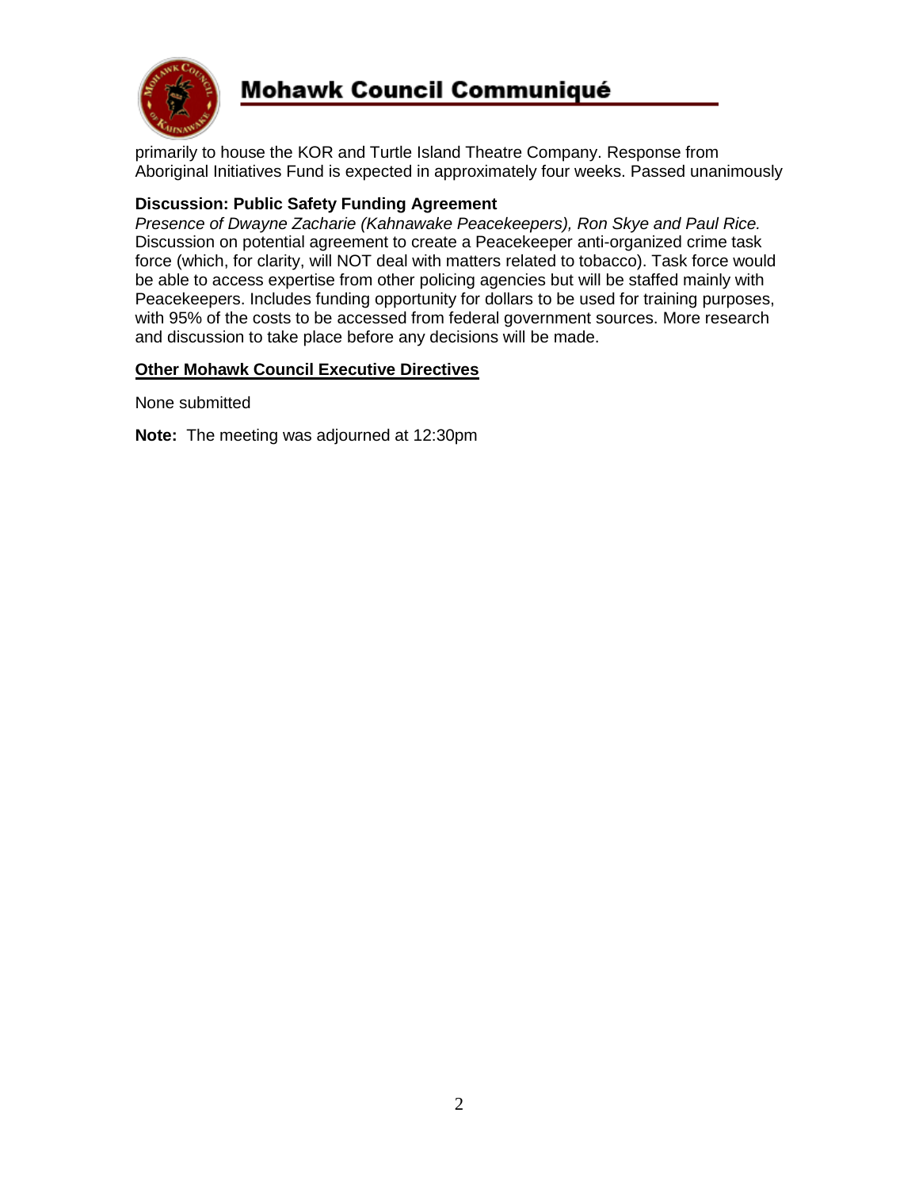primarily to house the KOR and Turtle Island Theatre Company. Response from Aboriginal Initiatives Fund is expected in approximately four weeks. Passed unanimously

**Discussion: Public Safety Funding Agreement**

*Presence of Dwayne Zacharie (Kahnawake Peacekeepers), Ron Skye and Paul Rice.*
Discussion on potential agreement to create a Peacekeeper anti-organized crime task force (which, for clarity, will NOT deal with matters related to tobacco). Task force would be able to access expertise from other policing agencies but will be staffed mainly with Peacekeepers. Includes funding opportunity for dollars to be used for training purposes, with 95% of the costs to be accessed from federal government sources. More research and discussion to take place before any decisions will be made.

**<u>Other Mohawk Council Executive Directives</u>**

None submitted

**Note:** The meeting was adjourned at 12:30pm